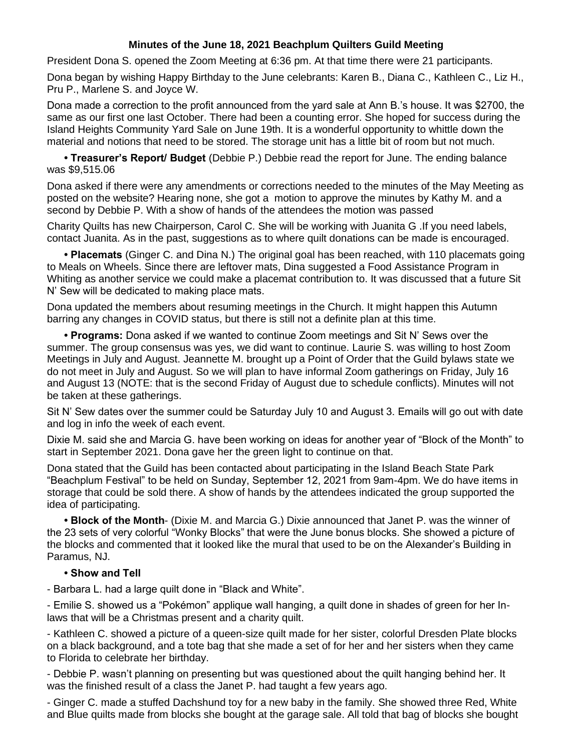**Minutes of the June 18, 2021 Beachplum Quilters Guild Meeting**

President Dona S. opened the Zoom Meeting at 6:36 pm. At that time there were 21 participants.

Dona began by wishing Happy Birthday to the June celebrants: Karen B., Diana C., Kathleen C., Liz H., Pru P., Marlene S. and Joyce W.

Dona made a correction to the profit announced from the yard sale at Ann B.'s house. It was $2700, the same as our first one last October. There had been a counting error. She hoped for success during the Island Heights Community Yard Sale on June 19th. It is a wonderful opportunity to whittle down the material and notions that need to be stored. The storage unit has a little bit of room but not much.

- **Treasurer's Report/ Budget** (Debbie P.) Debbie read the report for June. The ending balance was $9,515.06

Dona asked if there were any amendments or corrections needed to the minutes of the May Meeting as posted on the website? Hearing none, she got a motion to approve the minutes by Kathy M. and a second by Debbie P. With a show of hands of the attendees the motion was passed

Charity Quilts has new Chairperson, Carol C. She will be working with Juanita G .If you need labels, contact Juanita. As in the past, suggestions as to where quilt donations can be made is encouraged.

- **Placemats** (Ginger C. and Dina N.) The original goal has been reached, with 110 placemats going to Meals on Wheels. Since there are leftover mats, Dina suggested a Food Assistance Program in Whiting as another service we could make a placemat contribution to. It was discussed that a future Sit N' Sew will be dedicated to making place mats.

Dona updated the members about resuming meetings in the Church. It might happen this Autumn barring any changes in COVID status, but there is still not a definite plan at this time.

- **Programs:** Dona asked if we wanted to continue Zoom meetings and Sit N' Sews over the summer. The group consensus was yes, we did want to continue. Laurie S. was willing to host Zoom Meetings in July and August. Jeannette M. brought up a Point of Order that the Guild bylaws state we do not meet in July and August. So we will plan to have informal Zoom gatherings on Friday, July 16 and August 13 (NOTE: that is the second Friday of August due to schedule conflicts). Minutes will not be taken at these gatherings.

Sit N' Sew dates over the summer could be Saturday July 10 and August 3. Emails will go out with date and log in info the week of each event.

Dixie M. said she and Marcia G. have been working on ideas for another year of "Block of the Month" to start in September 2021. Dona gave her the green light to continue on that.

Dona stated that the Guild has been contacted about participating in the Island Beach State Park "Beachplum Festival" to be held on Sunday, September 12, 2021 from 9am-4pm. We do have items in storage that could be sold there. A show of hands by the attendees indicated the group supported the idea of participating.

- **Block of the Month**- (Dixie M. and Marcia G.) Dixie announced that Janet P. was the winner of the 23 sets of very colorful "Wonky Blocks" that were the June bonus blocks. She showed a picture of the blocks and commented that it looked like the mural that used to be on the Alexander's Building in Paramus, NJ.

- **Show and Tell**

- Barbara L. had a large quilt done in "Black and White".

- Emilie S. showed us a "Pokémon" applique wall hanging, a quilt done in shades of green for her In-laws that will be a Christmas present and a charity quilt.

- Kathleen C. showed a picture of a queen-size quilt made for her sister, colorful Dresden Plate blocks on a black background, and a tote bag that she made a set of for her and her sisters when they came to Florida to celebrate her birthday.

- Debbie P. wasn't planning on presenting but was questioned about the quilt hanging behind her. It was the finished result of a class the Janet P. had taught a few years ago.

- Ginger C. made a stuffed Dachshund toy for a new baby in the family. She showed three Red, White and Blue quilts made from blocks she bought at the garage sale. All told that bag of blocks she bought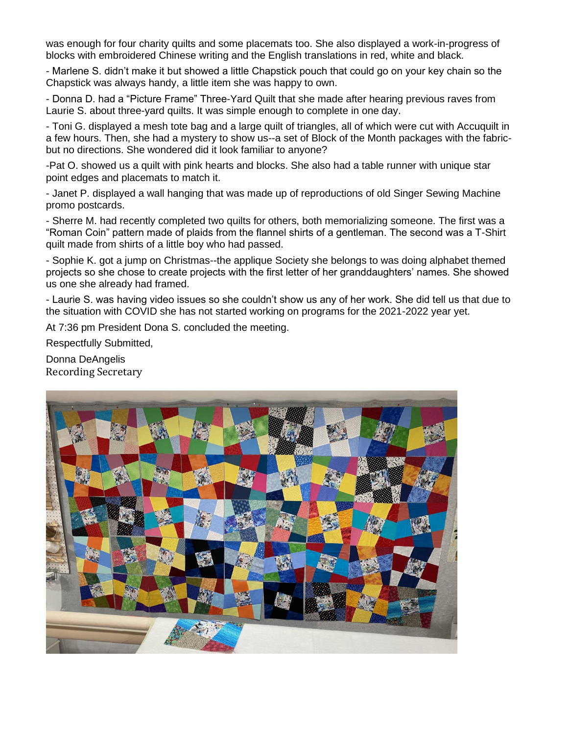was enough for four charity quilts and some placemats too. She also displayed a work-in-progress of blocks with embroidered Chinese writing and the English translations in red, white and black.

- Marlene S. didn't make it but showed a little Chapstick pouch that could go on your key chain so the Chapstick was always handy, a little item she was happy to own.

- Donna D. had a "Picture Frame" Three-Yard Quilt that she made after hearing previous raves from Laurie S. about three-yard quilts. It was simple enough to complete in one day.

- Toni G. displayed a mesh tote bag and a large quilt of triangles, all of which were cut with Accuquilt in a few hours. Then, she had a mystery to show us--a set of Block of the Month packages with the fabric-but no directions. She wondered did it look familiar to anyone?

-Pat O. showed us a quilt with pink hearts and blocks. She also had a table runner with unique star point edges and placemats to match it.

- Janet P. displayed a wall hanging that was made up of reproductions of old Singer Sewing Machine promo postcards.

- Sherre M. had recently completed two quilts for others, both memorializing someone. The first was a "Roman Coin" pattern made of plaids from the flannel shirts of a gentleman. The second was a T-Shirt quilt made from shirts of a little boy who had passed.

- Sophie K. got a jump on Christmas--the applique Society she belongs to was doing alphabet themed projects so she chose to create projects with the first letter of her granddaughters' names. She showed us one she already had framed.

- Laurie S. was having video issues so she couldn't show us any of her work. She did tell us that due to the situation with COVID she has not started working on programs for the 2021-2022 year yet.

At 7:36 pm President Dona S. concluded the meeting.

Respectfully Submitted,

Donna DeAngelis
Recording Secretary